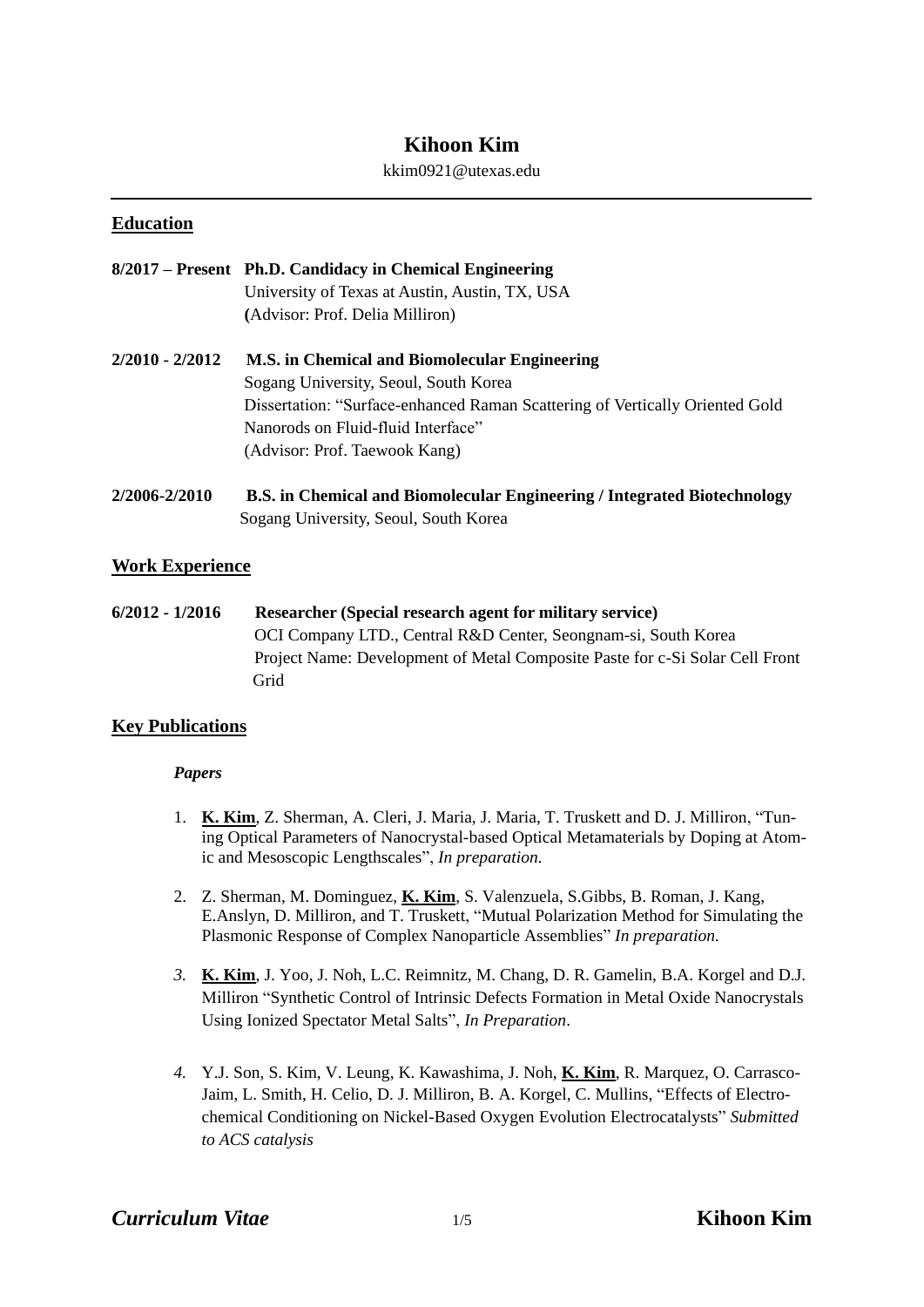# Kihoon Kim

kkim0921@utexas.edu

## Education

**8/2017 – Present** **Ph.D. Candidacy in Chemical Engineering**
University of Texas at Austin, Austin, TX, USA
**(**Advisor: Prof. Delia Milliron)

**2/2010 - 2/2012** **M.S. in Chemical and Biomolecular Engineering**
Sogang University, Seoul, South Korea
Dissertation: "Surface-enhanced Raman Scattering of Vertically Oriented Gold Nanorods on Fluid-fluid Interface"
(Advisor: Prof. Taewook Kang)

**2/2006-2/2010** **B.S. in Chemical and Biomolecular Engineering / Integrated Biotechnology**
Sogang University, Seoul, South Korea

## Work Experience

**6/2012 - 1/2016** **Researcher (Special research agent for military service)**
OCI Company LTD., Central R&D Center, Seongnam-si, South Korea
Project Name: Development of Metal Composite Paste for c-Si Solar Cell Front Grid

## Key Publications

***Papers***

1. **K. Kim**, Z. Sherman, A. Cleri, J. Maria, J. Maria, T. Truskett and D. J. Milliron, "Tuning Optical Parameters of Nanocrystal-based Optical Metamaterials by Doping at Atomic and Mesoscopic Lengthscales", *In preparation.*

2. Z. Sherman, M. Dominguez, **K. Kim**, S. Valenzuela, S.Gibbs, B. Roman, J. Kang, E.Anslyn, D. Milliron, and T. Truskett, "Mutual Polarization Method for Simulating the Plasmonic Response of Complex Nanoparticle Assemblies" *In preparation.*

3. **K. Kim**, J. Yoo, J. Noh, L.C. Reimnitz, M. Chang, D. R. Gamelin, B.A. Korgel and D.J. Milliron "Synthetic Control of Intrinsic Defects Formation in Metal Oxide Nanocrystals Using Ionized Spectator Metal Salts", *In Preparation*.

4. Y.J. Son, S. Kim, V. Leung, K. Kawashima, J. Noh, **K. Kim**, R. Marquez, O. Carrasco-Jaim, L. Smith, H. Celio, D. J. Milliron, B. A. Korgel, C. Mullins, "Effects of Electrochemical Conditioning on Nickel-Based Oxygen Evolution Electrocatalysts" *Submitted to ACS catalysis*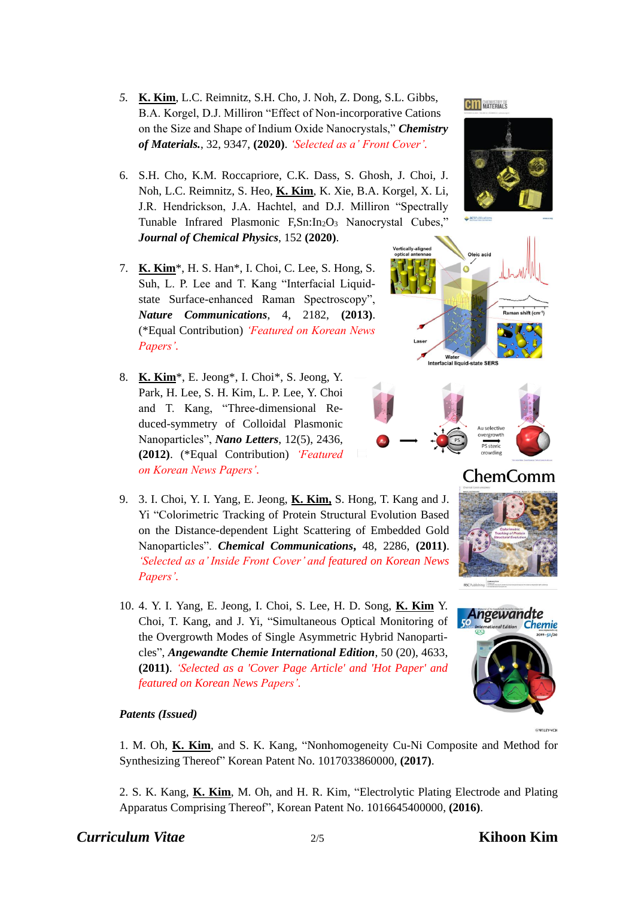5. **K. Kim**, L.C. Reimnitz, S.H. Cho, J. Noh, Z. Dong, S.L. Gibbs, B.A. Korgel, D.J. Milliron "Effect of Non-incorporative Cations on the Size and Shape of Indium Oxide Nanocrystals," ***Chemistry of Materials.***, 32, 9347, **(2020)**. *'Selected as a' Front Cover'.*

6. S.H. Cho, K.M. Roccapriore, C.K. Dass, S. Ghosh, J. Choi, J. Noh, L.C. Reimnitz, S. Heo, **K. Kim**, K. Xie, B.A. Korgel, X. Li, J.R. Hendrickson, J.A. Hachtel, and D.J. Milliron "Spectrally Tunable Infrared Plasmonic F,Sn:$In_2O_3$ Nanocrystal Cubes," ***Journal of Chemical Physics***, 152 **(2020)**.

7. **K. Kim***, H. S. Han*, I. Choi, C. Lee, S. Hong, S. Suh, L. P. Lee and T. Kang "Interfacial Liquid-state Surface-enhanced Raman Spectroscopy", ***Nature Communications***, 4, 2182, **(2013)**. (*Equal Contribution) *'Featured on Korean News Papers'.*

8. **K. Kim***, E. Jeong*, I. Choi*, S. Jeong, Y. Park, H. Lee, S. H. Kim, L. P. Lee, Y. Choi and T. Kang, "Three-dimensional Reduced-symmetry of Colloidal Plasmonic Nanoparticles", ***Nano Letters***, 12(5), 2436, **(2012)**. (*Equal Contribution) *'Featured on Korean News Papers'.*

9. 3. I. Choi, Y. I. Yang, E. Jeong, **K. Kim,** S. Hong, T. Kang and J. Yi "Colorimetric Tracking of Protein Structural Evolution Based on the Distance-dependent Light Scattering of Embedded Gold Nanoparticles". ***Chemical Communications***, 48, 2286, **(2011)**. *'Selected as a' Inside Front Cover' and featured on Korean News Papers'.*

10. 4. Y. I. Yang, E. Jeong, I. Choi, S. Lee, H. D. Song, **K. Kim** Y. Choi, T. Kang, and J. Yi, "Simultaneous Optical Monitoring of the Overgrowth Modes of Single Asymmetric Hybrid Nanoparticles", ***Angewandte Chemie International Edition***, 50 (20), 4633, **(2011)**. *'Selected as a 'Cover Page Article' and 'Hot Paper' and featured on Korean News Papers'.*

***Patents (Issued)***

1. M. Oh, **K. Kim**, and S. K. Kang, "Nonhomogeneity Cu-Ni Composite and Method for Synthesizing Thereof" Korean Patent No. 1017033860000, **(2017)**.

2. S. K. Kang, **K. Kim**, M. Oh, and H. R. Kim, "Electrolytic Plating Electrode and Plating Apparatus Comprising Thereof", Korean Patent No. 1016645400000, **(2016)**.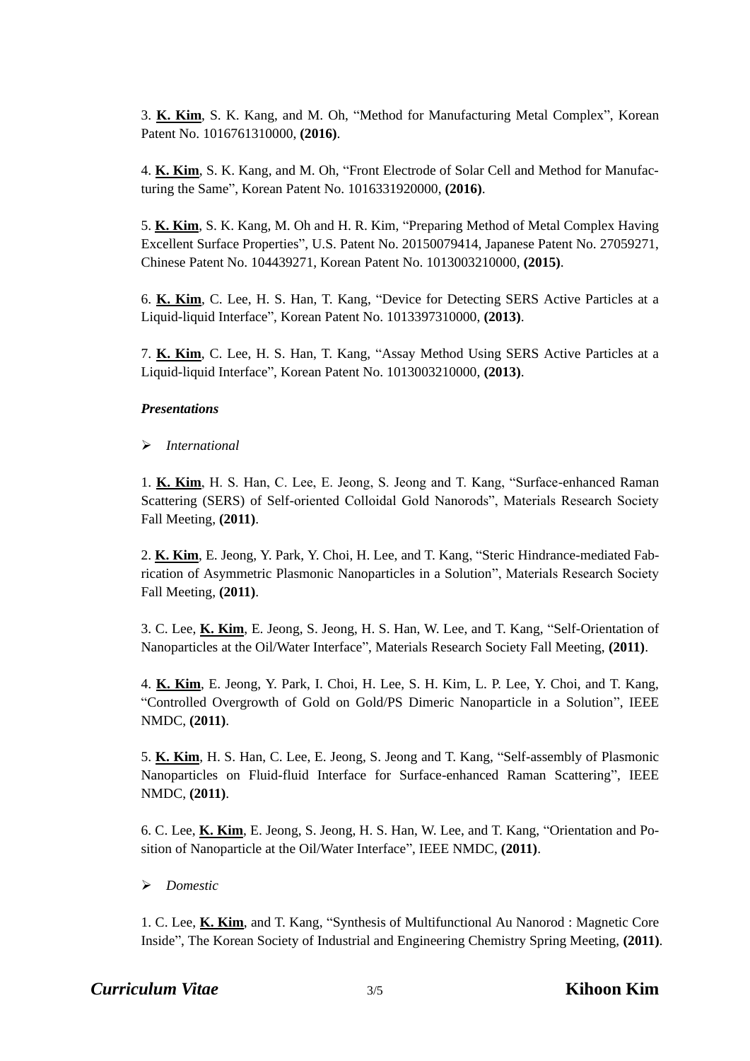3. **K. Kim**, S. K. Kang, and M. Oh, “Method for Manufacturing Metal Complex”, Korean Patent No. 1016761310000, **(2016)**.

4. **K. Kim**, S. K. Kang, and M. Oh, “Front Electrode of Solar Cell and Method for Manufacturing the Same”, Korean Patent No. 1016331920000, **(2016)**.

5. **K. Kim**, S. K. Kang, M. Oh and H. R. Kim, “Preparing Method of Metal Complex Having Excellent Surface Properties”, U.S. Patent No. 20150079414, Japanese Patent No. 27059271, Chinese Patent No. 104439271, Korean Patent No. 1013003210000, **(2015)**.

6. **K. Kim**, C. Lee, H. S. Han, T. Kang, “Device for Detecting SERS Active Particles at a Liquid-liquid Interface”, Korean Patent No. 1013397310000, **(2013)**.

7. **K. Kim**, C. Lee, H. S. Han, T. Kang, “Assay Method Using SERS Active Particles at a Liquid-liquid Interface”, Korean Patent No. 1013003210000, **(2013)**.

***Presentations***

- *International*

1. **K. Kim**, H. S. Han, C. Lee, E. Jeong, S. Jeong and T. Kang, “Surface-enhanced Raman Scattering (SERS) of Self-oriented Colloidal Gold Nanorods”, Materials Research Society Fall Meeting, **(2011)**.

2. **K. Kim**, E. Jeong, Y. Park, Y. Choi, H. Lee, and T. Kang, “Steric Hindrance-mediated Fabrication of Asymmetric Plasmonic Nanoparticles in a Solution”, Materials Research Society Fall Meeting, **(2011)**.

3. C. Lee, **K. Kim**, E. Jeong, S. Jeong, H. S. Han, W. Lee, and T. Kang, “Self-Orientation of Nanoparticles at the Oil/Water Interface”, Materials Research Society Fall Meeting, **(2011)**.

4. **K. Kim**, E. Jeong, Y. Park, I. Choi, H. Lee, S. H. Kim, L. P. Lee, Y. Choi, and T. Kang, “Controlled Overgrowth of Gold on Gold/PS Dimeric Nanoparticle in a Solution”, IEEE NMDC, **(2011)**.

5. **K. Kim**, H. S. Han, C. Lee, E. Jeong, S. Jeong and T. Kang, “Self-assembly of Plasmonic Nanoparticles on Fluid-fluid Interface for Surface-enhanced Raman Scattering”, IEEE NMDC, **(2011)**.

6. C. Lee, **K. Kim**, E. Jeong, S. Jeong, H. S. Han, W. Lee, and T. Kang, “Orientation and Position of Nanoparticle at the Oil/Water Interface”, IEEE NMDC, **(2011)**.

- *Domestic*

1. C. Lee, **K. Kim**, and T. Kang, “Synthesis of Multifunctional Au Nanorod : Magnetic Core Inside”, The Korean Society of Industrial and Engineering Chemistry Spring Meeting, **(2011)**.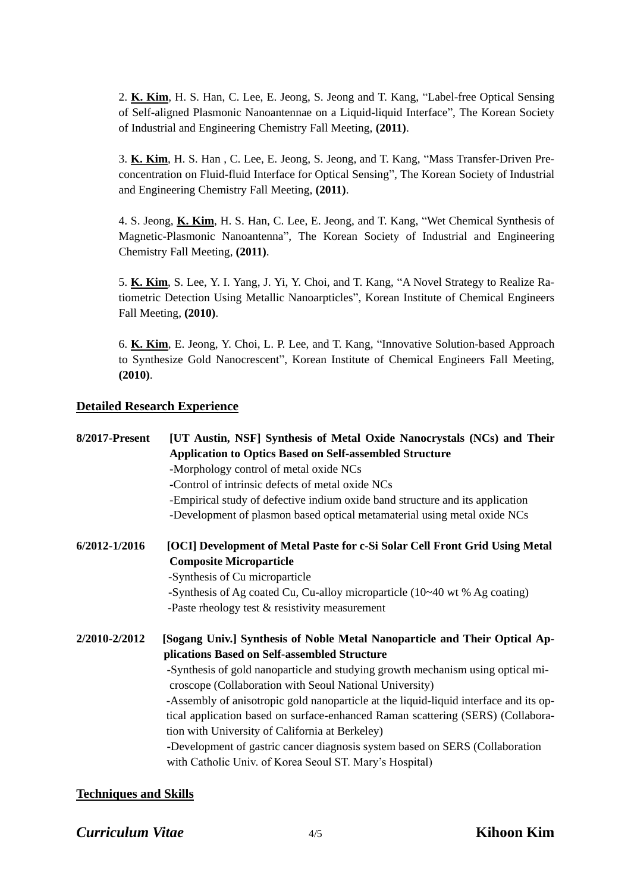2. **K. Kim**, H. S. Han, C. Lee, E. Jeong, S. Jeong and T. Kang, “Label-free Optical Sensing of Self-aligned Plasmonic Nanoantennae on a Liquid-liquid Interface”, The Korean Society of Industrial and Engineering Chemistry Fall Meeting, **(2011)**.

3. **K. Kim**, H. S. Han , C. Lee, E. Jeong, S. Jeong, and T. Kang, “Mass Transfer-Driven Pre-concentration on Fluid-fluid Interface for Optical Sensing”, The Korean Society of Industrial and Engineering Chemistry Fall Meeting, **(2011)**.

4. S. Jeong, **K. Kim**, H. S. Han, C. Lee, E. Jeong, and T. Kang, “Wet Chemical Synthesis of Magnetic-Plasmonic Nanoantenna”, The Korean Society of Industrial and Engineering Chemistry Fall Meeting, **(2011)**.

5. **K. Kim**, S. Lee, Y. I. Yang, J. Yi, Y. Choi, and T. Kang, “A Novel Strategy to Realize Ratiometric Detection Using Metallic Nanoarpticles”, Korean Institute of Chemical Engineers Fall Meeting, **(2010)**.

6. **K. Kim**, E. Jeong, Y. Choi, L. P. Lee, and T. Kang, “Innovative Solution-based Approach to Synthesize Gold Nanocrescent”, Korean Institute of Chemical Engineers Fall Meeting, **(2010)**.

## Detailed Research Experience

**8/2017-Present** **[UT Austin, NSF] Synthesis of Metal Oxide Nanocrystals (NCs) and Their Application to Optics Based on Self-assembled Structure**
- Morphology control of metal oxide NCs
- Control of intrinsic defects of metal oxide NCs
- Empirical study of defective indium oxide band structure and its application
- Development of plasmon based optical metamaterial using metal oxide NCs

**6/2012-1/2016** **[OCI] Development of Metal Paste for c-Si Solar Cell Front Grid Using Metal Composite Microparticle**
- Synthesis of Cu microparticle
- Synthesis of Ag coated Cu, Cu-alloy microparticle (10~40 wt % Ag coating)
- Paste rheology test & resistivity measurement

**2/2010-2/2012** **[Sogang Univ.] Synthesis of Noble Metal Nanoparticle and Their Optical Applications Based on Self-assembled Structure**
- Synthesis of gold nanoparticle and studying growth mechanism using optical microscope (Collaboration with Seoul National University)
- Assembly of anisotropic gold nanoparticle at the liquid-liquid interface and its optical application based on surface-enhanced Raman scattering (SERS) (Collaboration with University of California at Berkeley)
- Development of gastric cancer diagnosis system based on SERS (Collaboration with Catholic Univ. of Korea Seoul ST. Mary’s Hospital)

## Techniques and Skills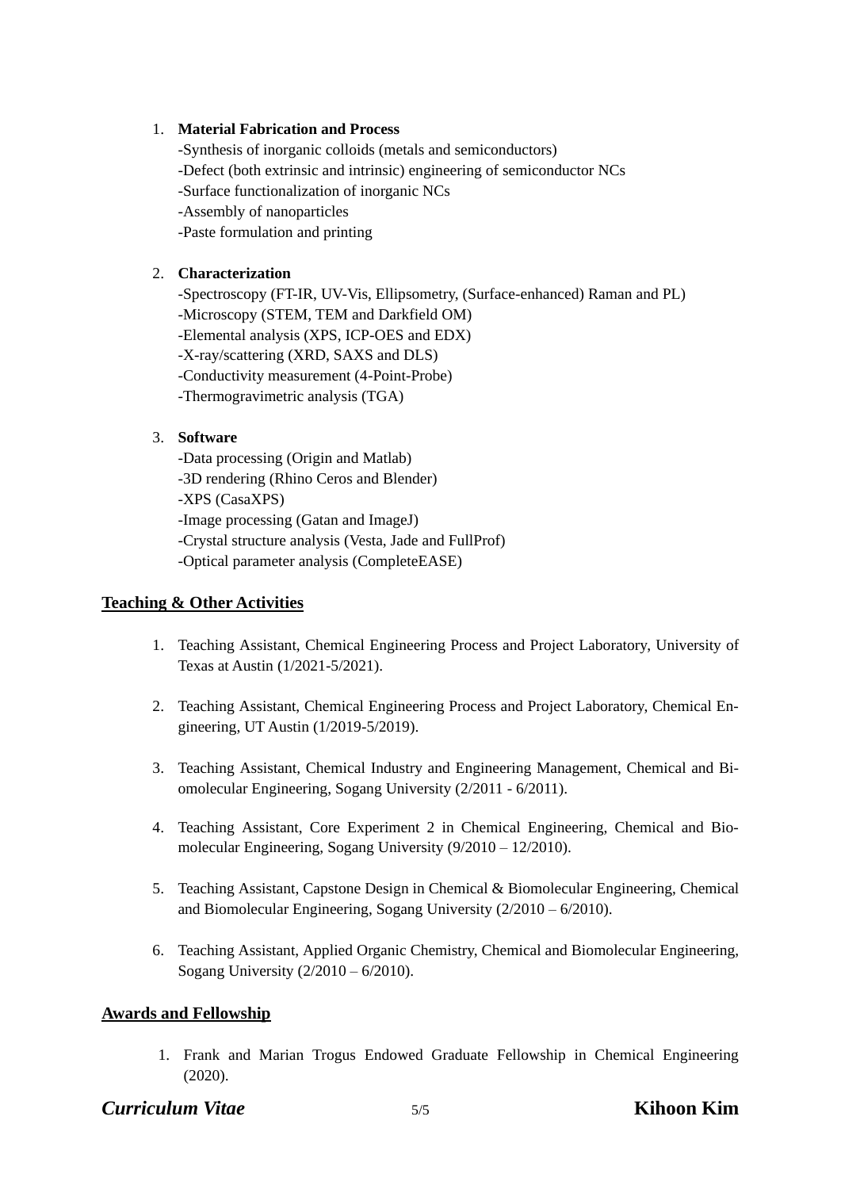1. **Material Fabrication and Process**
   -Synthesis of inorganic colloids (metals and semiconductors)
   -Defect (both extrinsic and intrinsic) engineering of semiconductor NCs
   -Surface functionalization of inorganic NCs
   -Assembly of nanoparticles
   -Paste formulation and printing

2. **Characterization**
   -Spectroscopy (FT-IR, UV-Vis, Ellipsometry, (Surface-enhanced) Raman and PL)
   -Microscopy (STEM, TEM and Darkfield OM)
   -Elemental analysis (XPS, ICP-OES and EDX)
   -X-ray/scattering (XRD, SAXS and DLS)
   -Conductivity measurement (4-Point-Probe)
   -Thermogravimetric analysis (TGA)

3. **Software**
   -Data processing (Origin and Matlab)
   -3D rendering (Rhino Ceros and Blender)
   -XPS (CasaXPS)
   -Image processing (Gatan and ImageJ)
   -Crystal structure analysis (Vesta, Jade and FullProf)
   -Optical parameter analysis (CompleteEASE)

## Teaching & Other Activities

1. Teaching Assistant, Chemical Engineering Process and Project Laboratory, University of Texas at Austin (1/2021-5/2021).

2. Teaching Assistant, Chemical Engineering Process and Project Laboratory, Chemical Engineering, UT Austin (1/2019-5/2019).

3. Teaching Assistant, Chemical Industry and Engineering Management, Chemical and Biomolecular Engineering, Sogang University (2/2011 - 6/2011).

4. Teaching Assistant, Core Experiment 2 in Chemical Engineering, Chemical and Biomolecular Engineering, Sogang University (9/2010 – 12/2010).

5. Teaching Assistant, Capstone Design in Chemical & Biomolecular Engineering, Chemical and Biomolecular Engineering, Sogang University (2/2010 – 6/2010).

6. Teaching Assistant, Applied Organic Chemistry, Chemical and Biomolecular Engineering, Sogang University (2/2010 – 6/2010).

## Awards and Fellowship

1. Frank and Marian Trogus Endowed Graduate Fellowship in Chemical Engineering (2020).